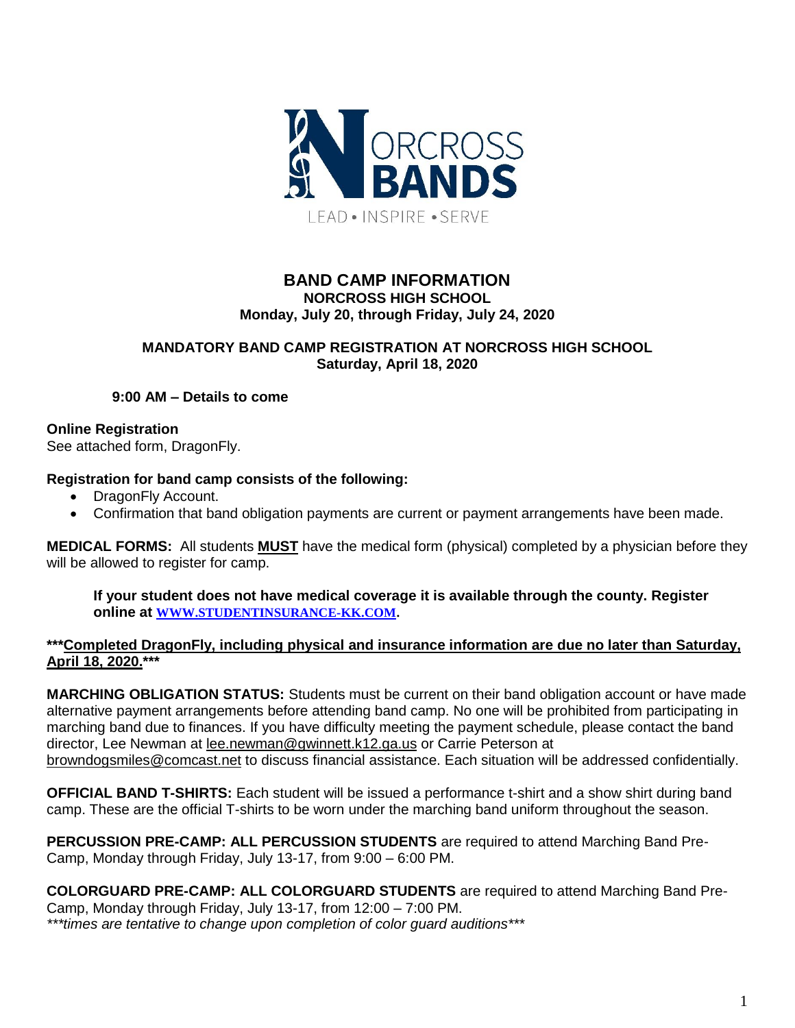NORCROSS BANDS

LEAD • INSPIRE • SERVE

# BAND CAMP INFORMATION

**NORCROSS HIGH SCHOOL**

**Monday, July 20, through Friday, July 24, 2020**

**MANDATORY BAND CAMP REGISTRATION AT NORCROSS HIGH SCHOOL**

**Saturday, April 18, 2020**

**9:00 AM – Details to come**

**Online Registration**

See attached form, DragonFly.

**Registration for band camp consists of the following:**

- DragonFly Account.
- Confirmation that band obligation payments are current or payment arrangements have been made.

**MEDICAL FORMS:** All students **MUST** have the medical form (physical) completed by a physician before they will be allowed to register for camp.

**If your student does not have medical coverage it is available through the county. Register online at WWW.STUDENTINSURANCE-KK.COM.**

**\*\*\*Completed DragonFly, including physical and insurance information are due no later than Saturday, April 18, 2020.\*\*\***

**MARCHING OBLIGATION STATUS:** Students must be current on their band obligation account or have made alternative payment arrangements before attending band camp. No one will be prohibited from participating in marching band due to finances. If you have difficulty meeting the payment schedule, please contact the band director, Lee Newman at lee.newman@gwinnett.k12.ga.us or Carrie Peterson at browndogsmiles@comcast.net to discuss financial assistance. Each situation will be addressed confidentially.

**OFFICIAL BAND T-SHIRTS:** Each student will be issued a performance t-shirt and a show shirt during band camp. These are the official T-shirts to be worn under the marching band uniform throughout the season.

**PERCUSSION PRE-CAMP: ALL PERCUSSION STUDENTS** are required to attend Marching Band Pre-Camp, Monday through Friday, July 13-17, from 9:00 – 6:00 PM.

**COLORGUARD PRE-CAMP: ALL COLORGUARD STUDENTS** are required to attend Marching Band Pre-Camp, Monday through Friday, July 13-17, from 12:00 – 7:00 PM.

*\*\*\*times are tentative to change upon completion of color guard auditions\*\*\**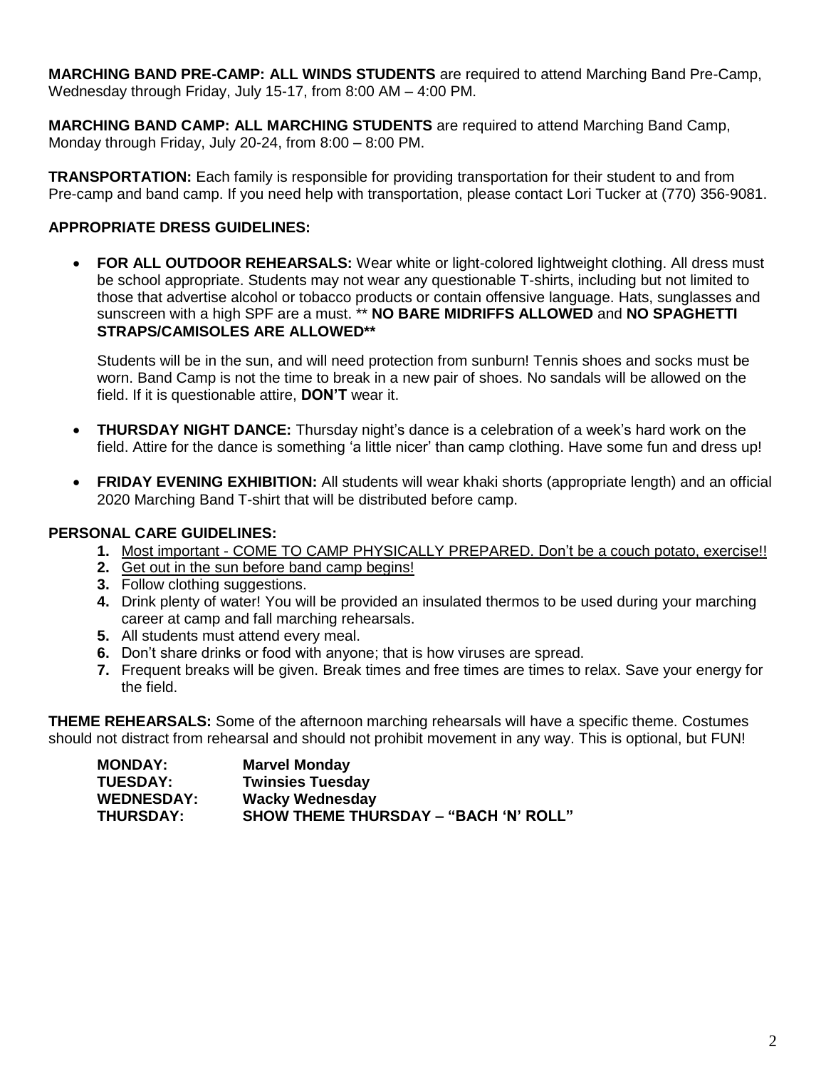**MARCHING BAND PRE-CAMP: ALL WINDS STUDENTS** are required to attend Marching Band Pre-Camp, Wednesday through Friday, July 15-17, from 8:00 AM – 4:00 PM.

**MARCHING BAND CAMP: ALL MARCHING STUDENTS** are required to attend Marching Band Camp, Monday through Friday, July 20-24, from 8:00 – 8:00 PM.

**TRANSPORTATION:** Each family is responsible for providing transportation for their student to and from Pre-camp and band camp. If you need help with transportation, please contact Lori Tucker at (770) 356-9081.

**APPROPRIATE DRESS GUIDELINES:**

- **FOR ALL OUTDOOR REHEARSALS:** Wear white or light-colored lightweight clothing. All dress must be school appropriate. Students may not wear any questionable T-shirts, including but not limited to those that advertise alcohol or tobacco products or contain offensive language. Hats, sunglasses and sunscreen with a high SPF are a must. ** **NO BARE MIDRIFFS ALLOWED** and **NO SPAGHETTI STRAPS/CAMISOLES ARE ALLOWED****

  Students will be in the sun, and will need protection from sunburn! Tennis shoes and socks must be worn. Band Camp is not the time to break in a new pair of shoes. No sandals will be allowed on the field. If it is questionable attire, **DON'T** wear it.

- **THURSDAY NIGHT DANCE:** Thursday night's dance is a celebration of a week's hard work on the field. Attire for the dance is something 'a little nicer' than camp clothing. Have some fun and dress up!

- **FRIDAY EVENING EXHIBITION:** All students will wear khaki shorts (appropriate length) and an official 2020 Marching Band T-shirt that will be distributed before camp.

**PERSONAL CARE GUIDELINES:**

1. <u>Most important - COME TO CAMP PHYSICALLY PREPARED. Don't be a couch potato, exercise!!</u>
2. <u>Get out in the sun before band camp begins!</u>
3. Follow clothing suggestions.
4. Drink plenty of water! You will be provided an insulated thermos to be used during your marching career at camp and fall marching rehearsals.
5. All students must attend every meal.
6. Don't share drinks or food with anyone; that is how viruses are spread.
7. Frequent breaks will be given. Break times and free times are times to relax. Save your energy for the field.

**THEME REHEARSALS:** Some of the afternoon marching rehearsals will have a specific theme. Costumes should not distract from rehearsal and should not prohibit movement in any way. This is optional, but FUN!

| | |
|---|---|
| **MONDAY:** | **Marvel Monday** |
| **TUESDAY:** | **Twinsies Tuesday** |
| **WEDNESDAY:** | **Wacky Wednesday** |
| **THURSDAY:** | **SHOW THEME THURSDAY – "BACH 'N' ROLL"** |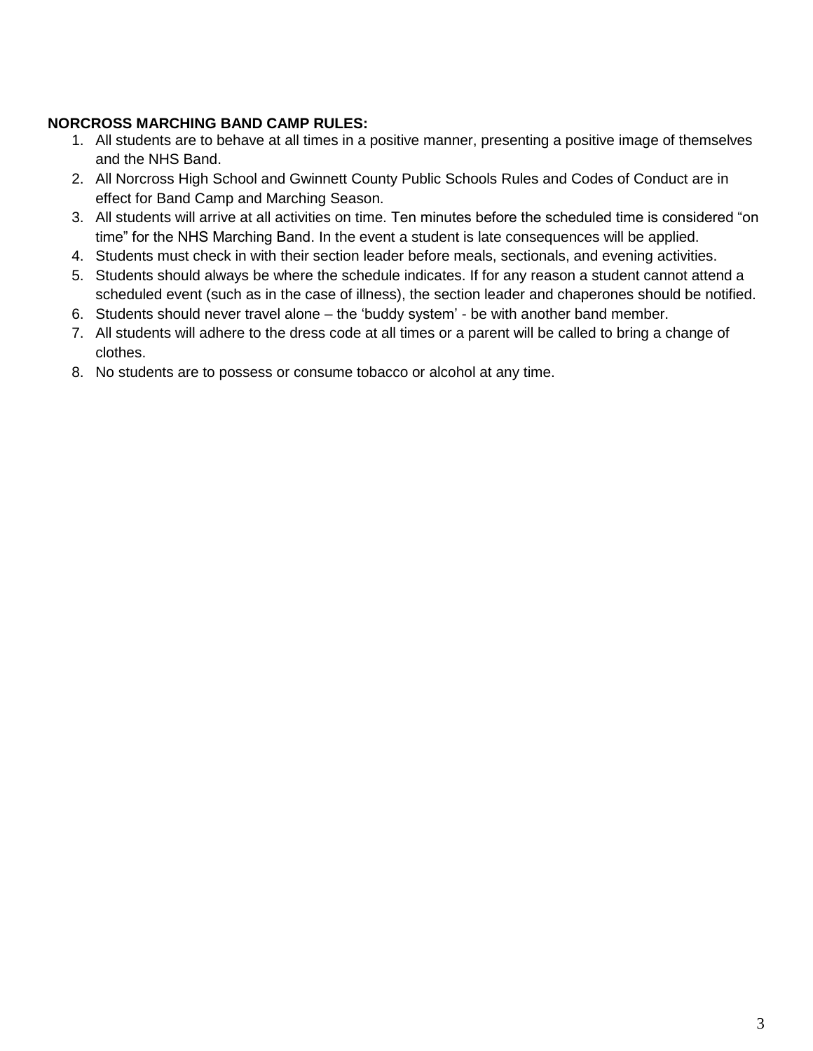**NORCROSS MARCHING BAND CAMP RULES:**

1. All students are to behave at all times in a positive manner, presenting a positive image of themselves and the NHS Band.
2. All Norcross High School and Gwinnett County Public Schools Rules and Codes of Conduct are in effect for Band Camp and Marching Season.
3. All students will arrive at all activities on time. Ten minutes before the scheduled time is considered "on time" for the NHS Marching Band. In the event a student is late consequences will be applied.
4. Students must check in with their section leader before meals, sectionals, and evening activities.
5. Students should always be where the schedule indicates. If for any reason a student cannot attend a scheduled event (such as in the case of illness), the section leader and chaperones should be notified.
6. Students should never travel alone – the 'buddy system' - be with another band member.
7. All students will adhere to the dress code at all times or a parent will be called to bring a change of clothes.
8. No students are to possess or consume tobacco or alcohol at any time.